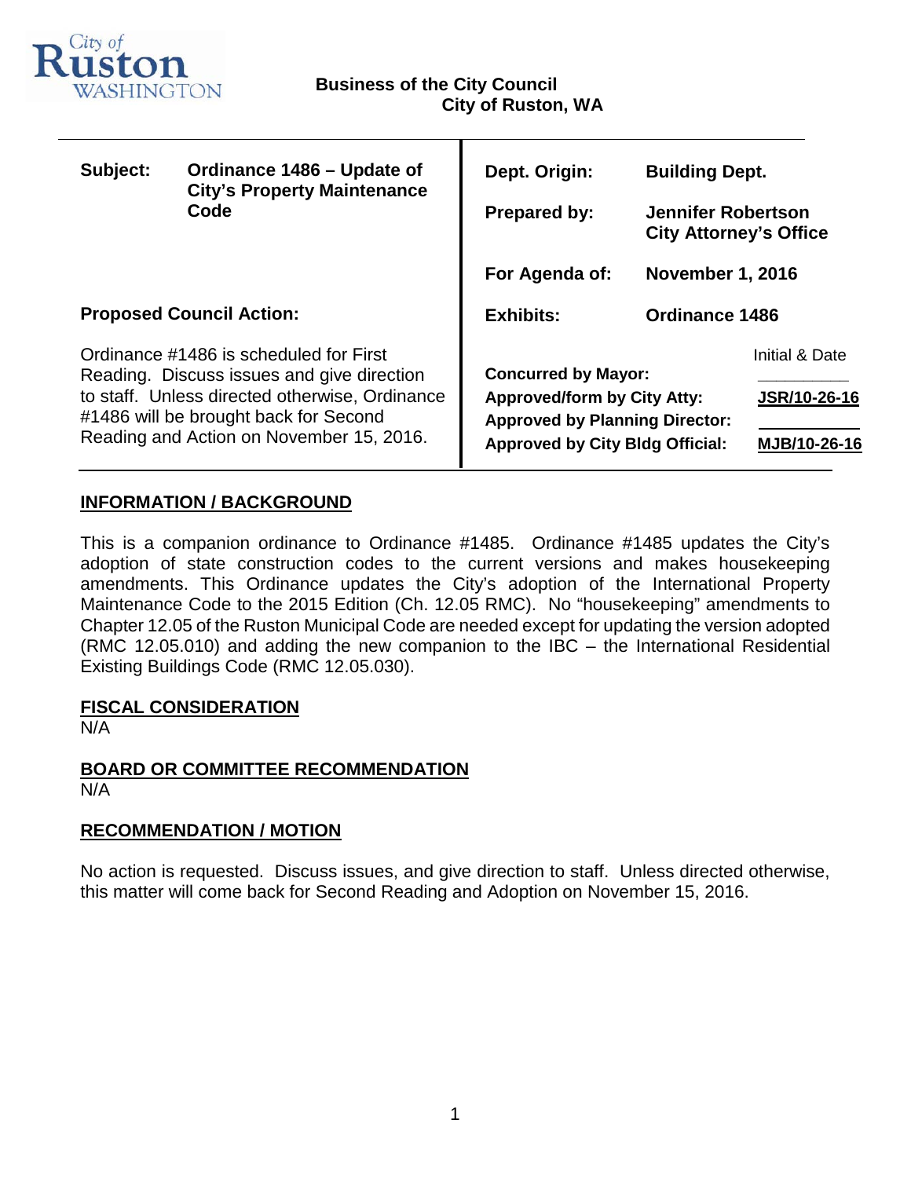City of Ruston WASHINGTON

**Business of the City Council**
**City of Ruston, WA**

| | | | |
|---|---|---|---|
| **Subject:** | **Ordinance 1486 – Update of City's Property Maintenance Code** | **Dept. Origin:** | **Building Dept.** |
| | | **Prepared by:** | **Jennifer Robertson City Attorney's Office** |
| | | **For Agenda of:** | **November 1, 2016** |
| **Proposed Council Action:** | | **Exhibits:** | **Ordinance 1486** |

Ordinance #1486 is scheduled for First Reading. Discuss issues and give direction to staff. Unless directed otherwise, Ordinance #1486 will be brought back for Second Reading and Action on November 15, 2016.

| | Initial & Date |
|---|---|
| **Concurred by Mayor:** | |
| **Approved/form by City Atty:** | **JSR/10-26-16** |
| **Approved by Planning Director:** | |
| **Approved by City Bldg Official:** | **MJB/10-26-16** |

## INFORMATION / BACKGROUND

This is a companion ordinance to Ordinance #1485. Ordinance #1485 updates the City's adoption of state construction codes to the current versions and makes housekeeping amendments. This Ordinance updates the City's adoption of the International Property Maintenance Code to the 2015 Edition (Ch. 12.05 RMC). No "housekeeping" amendments to Chapter 12.05 of the Ruston Municipal Code are needed except for updating the version adopted (RMC 12.05.010) and adding the new companion to the IBC – the International Residential Existing Buildings Code (RMC 12.05.030).

## FISCAL CONSIDERATION

N/A

## BOARD OR COMMITTEE RECOMMENDATION

N/A

## RECOMMENDATION / MOTION

No action is requested. Discuss issues, and give direction to staff. Unless directed otherwise, this matter will come back for Second Reading and Adoption on November 15, 2016.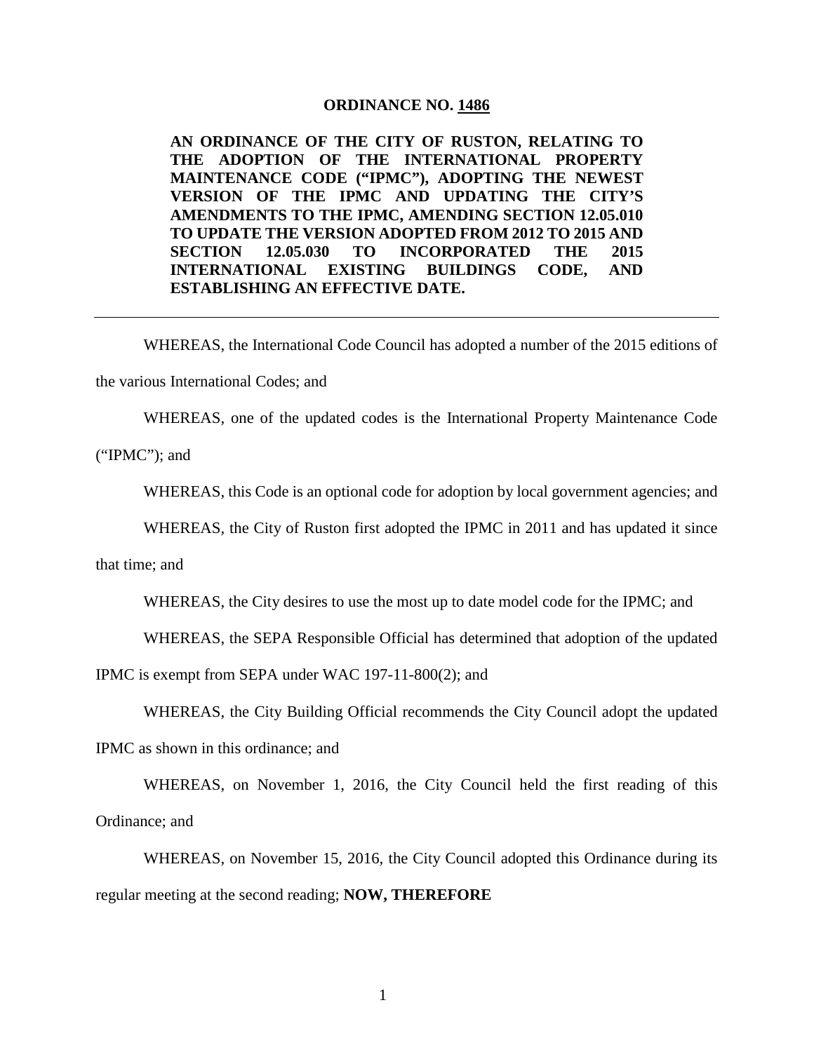**ORDINANCE NO. 1486**

**AN ORDINANCE OF THE CITY OF RUSTON, RELATING TO THE ADOPTION OF THE INTERNATIONAL PROPERTY MAINTENANCE CODE ("IPMC"), ADOPTING THE NEWEST VERSION OF THE IPMC AND UPDATING THE CITY'S AMENDMENTS TO THE IPMC, AMENDING SECTION 12.05.010 TO UPDATE THE VERSION ADOPTED FROM 2012 TO 2015 AND SECTION 12.05.030 TO INCORPORATED THE 2015 INTERNATIONAL EXISTING BUILDINGS CODE, AND ESTABLISHING AN EFFECTIVE DATE.**

---

WHEREAS, the International Code Council has adopted a number of the 2015 editions of the various International Codes; and

WHEREAS, one of the updated codes is the International Property Maintenance Code ("IPMC"); and

WHEREAS, this Code is an optional code for adoption by local government agencies; and

WHEREAS, the City of Ruston first adopted the IPMC in 2011 and has updated it since that time; and

WHEREAS, the City desires to use the most up to date model code for the IPMC; and

WHEREAS, the SEPA Responsible Official has determined that adoption of the updated IPMC is exempt from SEPA under WAC 197-11-800(2); and

WHEREAS, the City Building Official recommends the City Council adopt the updated IPMC as shown in this ordinance; and

WHEREAS, on November 1, 2016, the City Council held the first reading of this Ordinance; and

WHEREAS, on November 15, 2016, the City Council adopted this Ordinance during its regular meeting at the second reading; **NOW, THEREFORE**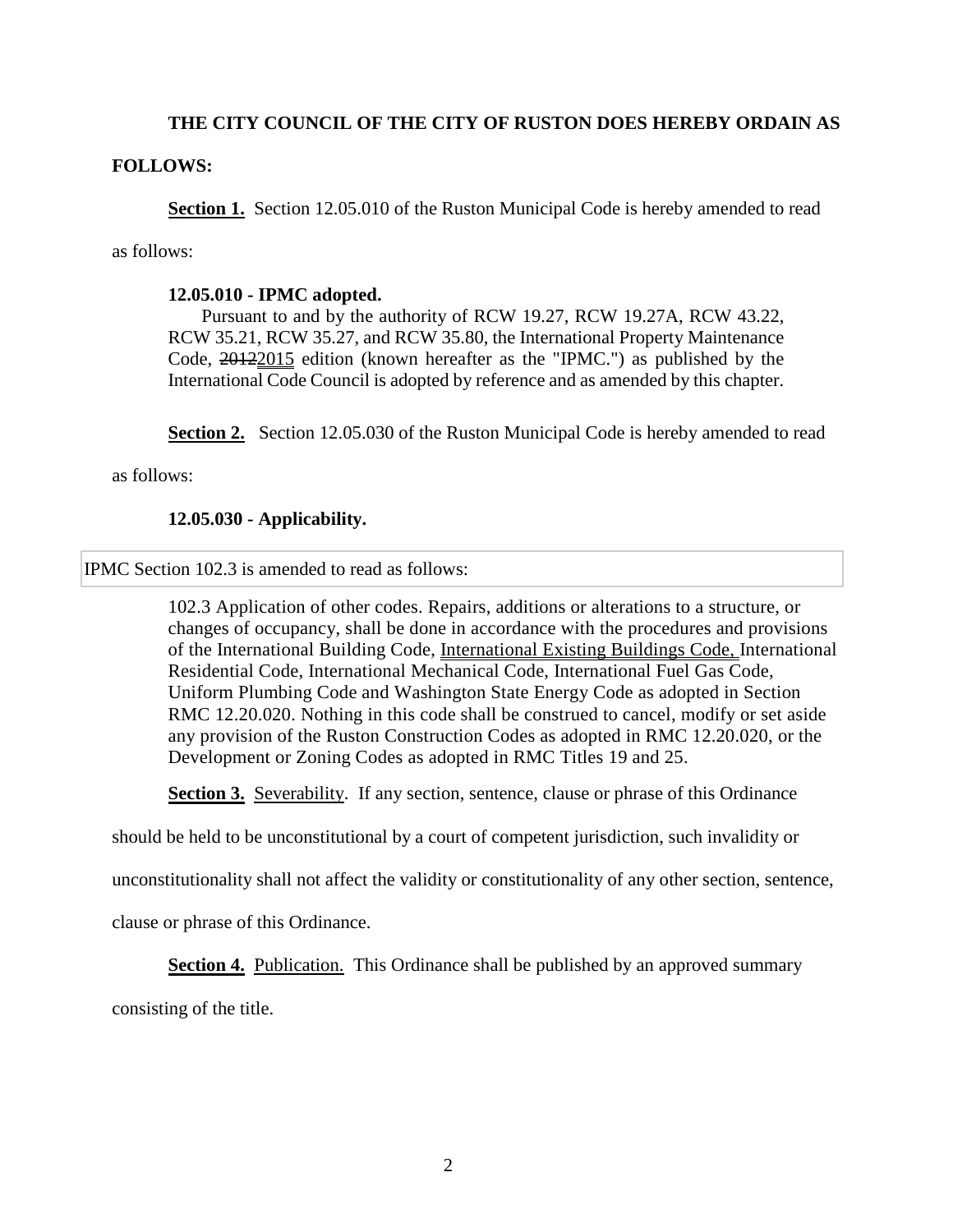**THE CITY COUNCIL OF THE CITY OF RUSTON DOES HEREBY ORDAIN AS FOLLOWS:**

**Section 1.** Section 12.05.010 of the Ruston Municipal Code is hereby amended to read as follows:

> **12.05.010 - IPMC adopted.**
>
> Pursuant to and by the authority of RCW 19.27, RCW 19.27A, RCW 43.22, RCW 35.21, RCW 35.27, and RCW 35.80, the International Property Maintenance Code, ~~2012~~2015 edition (known hereafter as the "IPMC.") as published by the International Code Council is adopted by reference and as amended by this chapter.

**Section 2.** Section 12.05.030 of the Ruston Municipal Code is hereby amended to read as follows:

> **12.05.030 - Applicability.**

IPMC Section 102.3 is amended to read as follows:

> 102.3 Application of other codes. Repairs, additions or alterations to a structure, or changes of occupancy, shall be done in accordance with the procedures and provisions of the International Building Code, International Existing Buildings Code, International Residential Code, International Mechanical Code, International Fuel Gas Code, Uniform Plumbing Code and Washington State Energy Code as adopted in Section RMC 12.20.020. Nothing in this code shall be construed to cancel, modify or set aside any provision of the Ruston Construction Codes as adopted in RMC 12.20.020, or the Development or Zoning Codes as adopted in RMC Titles 19 and 25.

**Section 3.** Severability. If any section, sentence, clause or phrase of this Ordinance should be held to be unconstitutional by a court of competent jurisdiction, such invalidity or unconstitutionality shall not affect the validity or constitutionality of any other section, sentence, clause or phrase of this Ordinance.

**Section 4.** Publication. This Ordinance shall be published by an approved summary consisting of the title.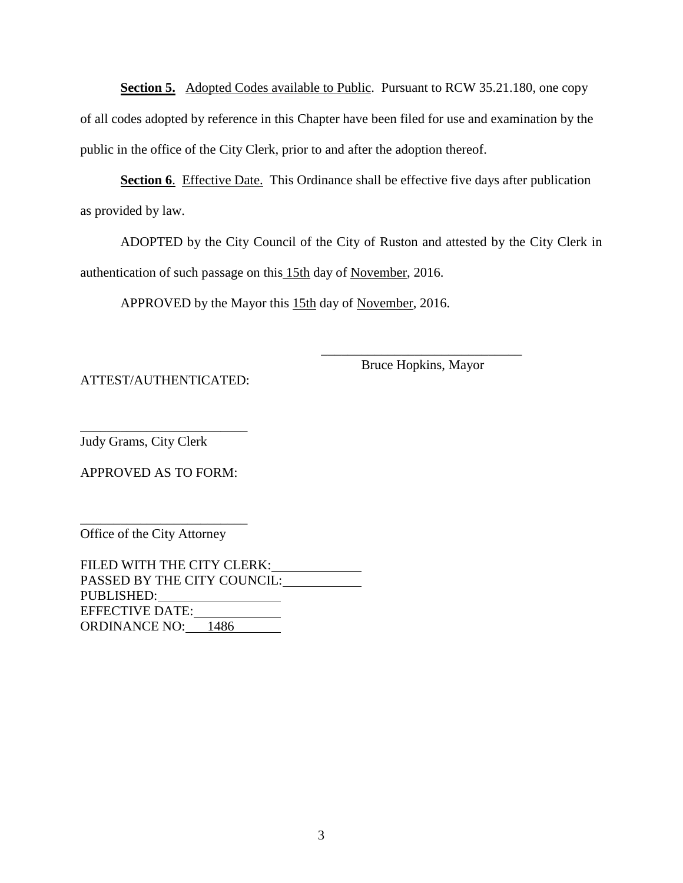**Section 5.** Adopted Codes available to Public. Pursuant to RCW 35.21.180, one copy of all codes adopted by reference in this Chapter have been filed for use and examination by the public in the office of the City Clerk, prior to and after the adoption thereof.

**Section 6**. Effective Date. This Ordinance shall be effective five days after publication as provided by law.

ADOPTED by the City Council of the City of Ruston and attested by the City Clerk in authentication of such passage on this 15th day of November, 2016.

APPROVED by the Mayor this 15th day of November, 2016.

\_\_\_\_\_\_\_\_\_\_\_\_\_\_\_\_\_\_\_\_\_\_\_\_\_\_\_\_\_\_
Bruce Hopkins, Mayor

ATTEST/AUTHENTICATED:

\_\_\_\_\_\_\_\_\_\_\_\_\_\_\_\_\_\_\_\_\_\_\_\_\_
Judy Grams, City Clerk

APPROVED AS TO FORM:

\_\_\_\_\_\_\_\_\_\_\_\_\_\_\_\_\_\_\_\_\_\_\_\_\_
Office of the City Attorney

FILED WITH THE CITY CLERK: \_\_\_\_\_\_\_\_\_\_\_\_
PASSED BY THE CITY COUNCIL: \_\_\_\_\_\_\_\_\_\_\_\_
PUBLISHED: \_\_\_\_\_\_\_\_\_\_\_\_
EFFECTIVE DATE: \_\_\_\_\_\_\_\_\_\_\_\_
ORDINANCE NO: 1486